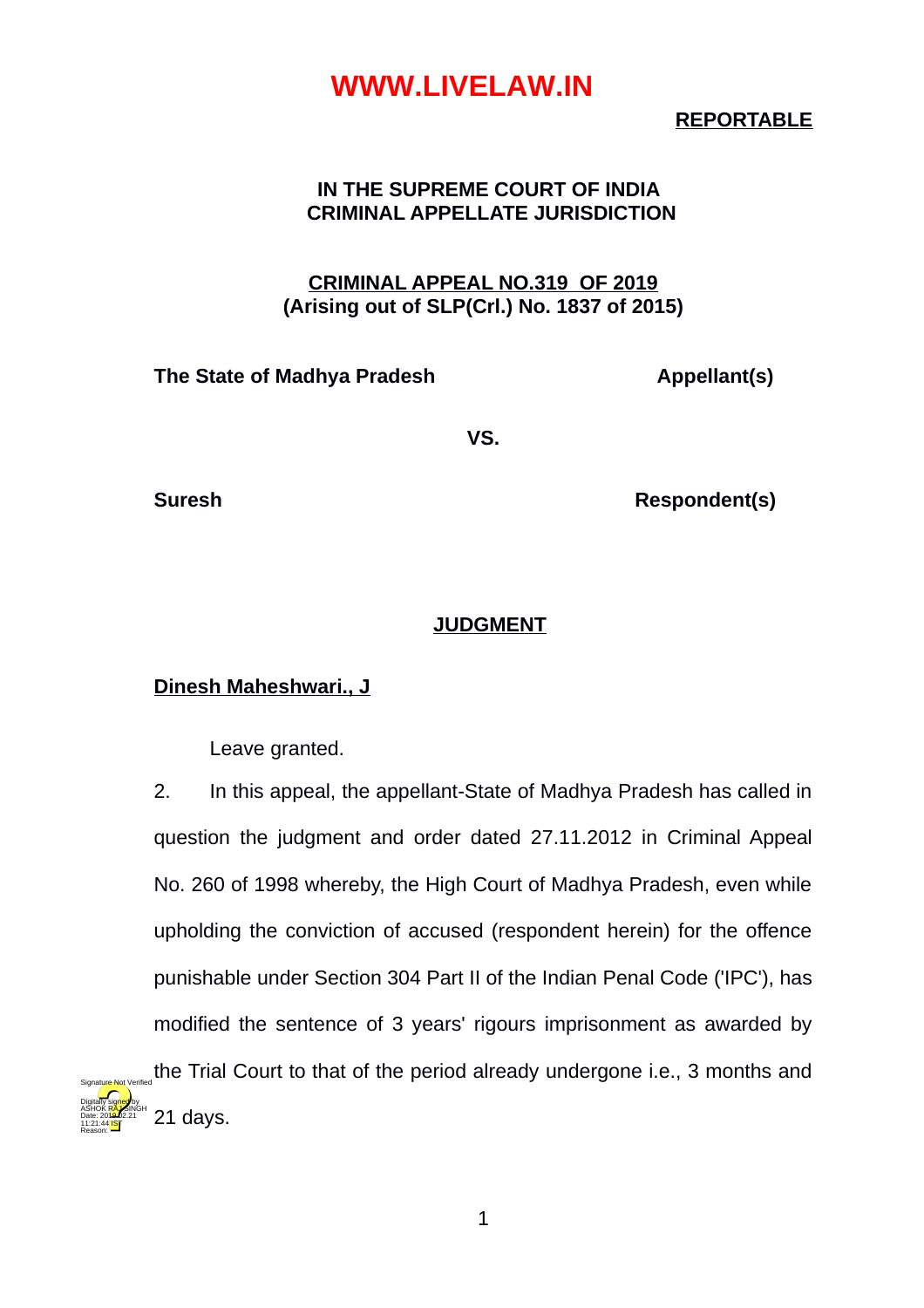**REPORTABLE**

**IN THE SUPREME COURT OF INDIA**
**CRIMINAL APPELLATE JURISDICTION**

**CRIMINAL APPEAL NO.319 OF 2019**
**(Arising out of SLP(Crl.) No. 1837 of 2015)**

**The State of Madhya Pradesh** **Appellant(s)**

**VS.**

**Suresh** **Respondent(s)**

## JUDGMENT

**Dinesh Maheshwari., J**

Leave granted.

2. In this appeal, the appellant-State of Madhya Pradesh has called in question the judgment and order dated 27.11.2012 in Criminal Appeal No. 260 of 1998 whereby, the High Court of Madhya Pradesh, even while upholding the conviction of accused (respondent herein) for the offence punishable under Section 304 Part II of the Indian Penal Code ('IPC'), has modified the sentence of 3 years' rigours imprisonment as awarded by the Trial Court to that of the period already undergone i.e., 3 months and 21 days.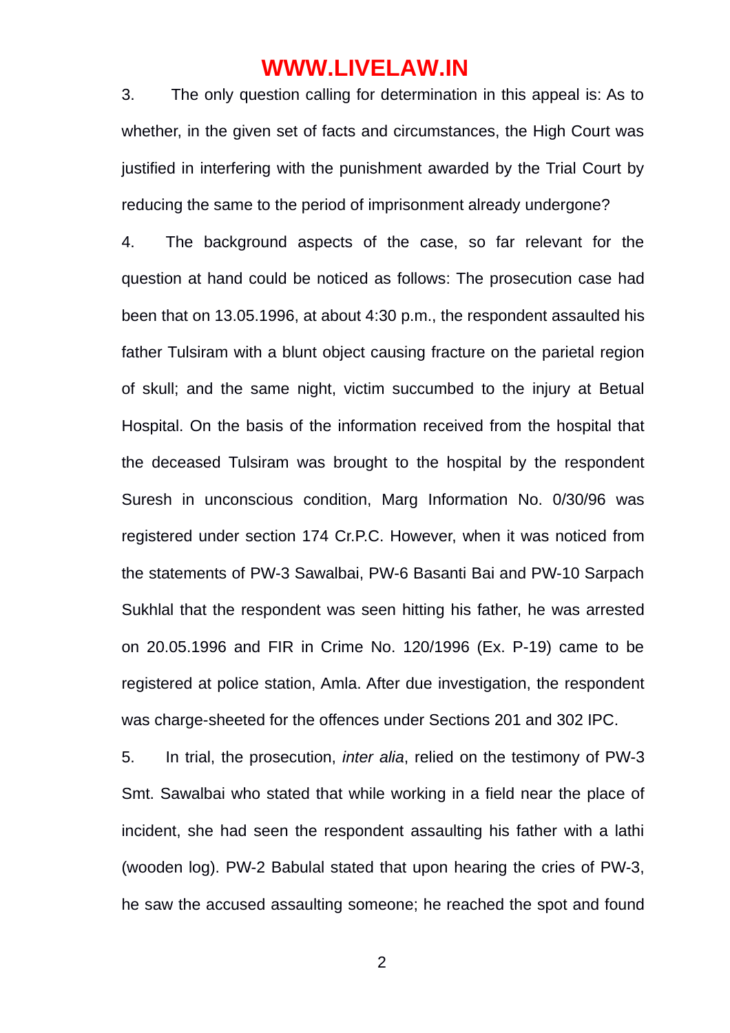3. The only question calling for determination in this appeal is: As to whether, in the given set of facts and circumstances, the High Court was justified in interfering with the punishment awarded by the Trial Court by reducing the same to the period of imprisonment already undergone?

4. The background aspects of the case, so far relevant for the question at hand could be noticed as follows: The prosecution case had been that on 13.05.1996, at about 4:30 p.m., the respondent assaulted his father Tulsiram with a blunt object causing fracture on the parietal region of skull; and the same night, victim succumbed to the injury at Betual Hospital. On the basis of the information received from the hospital that the deceased Tulsiram was brought to the hospital by the respondent Suresh in unconscious condition, Marg Information No. 0/30/96 was registered under section 174 Cr.P.C. However, when it was noticed from the statements of PW-3 Sawalbai, PW-6 Basanti Bai and PW-10 Sarpach Sukhlal that the respondent was seen hitting his father, he was arrested on 20.05.1996 and FIR in Crime No. 120/1996 (Ex. P-19) came to be registered at police station, Amla. After due investigation, the respondent was charge-sheeted for the offences under Sections 201 and 302 IPC.

5. In trial, the prosecution, *inter alia*, relied on the testimony of PW-3 Smt. Sawalbai who stated that while working in a field near the place of incident, she had seen the respondent assaulting his father with a lathi (wooden log). PW-2 Babulal stated that upon hearing the cries of PW-3, he saw the accused assaulting someone; he reached the spot and found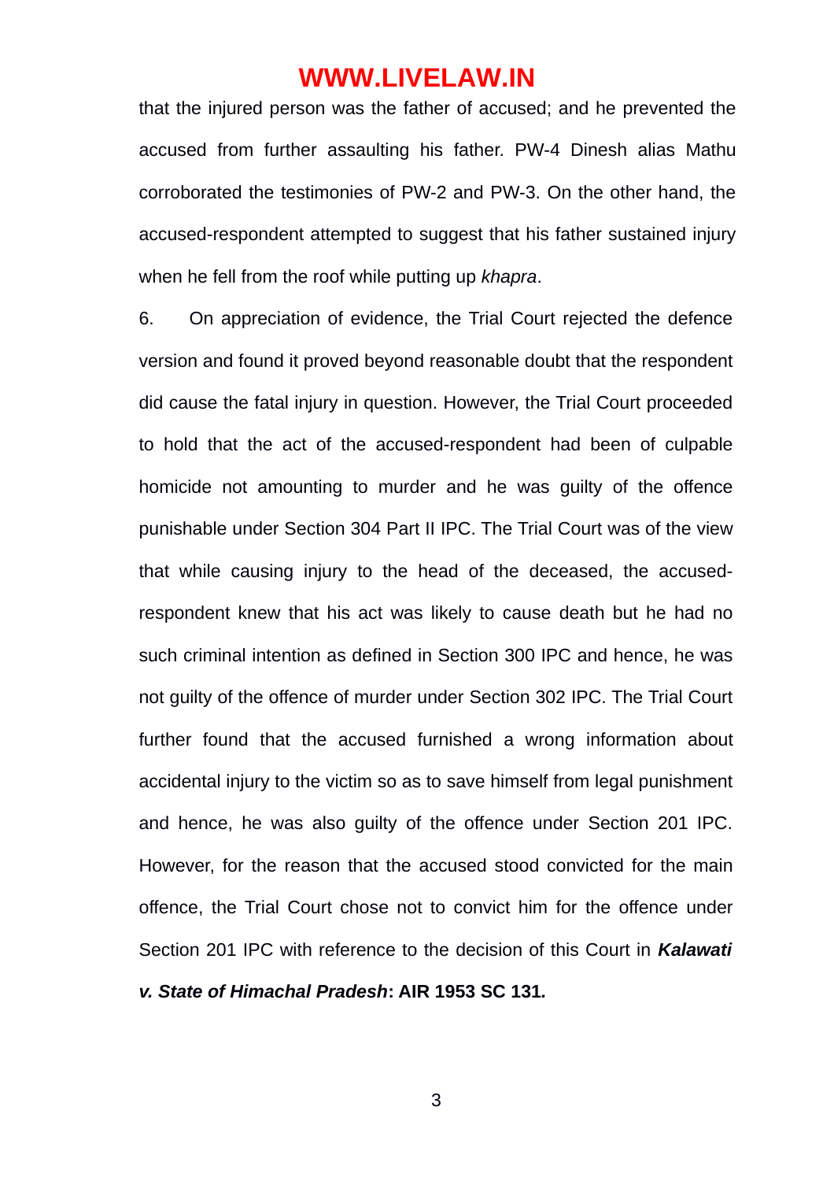that the injured person was the father of accused; and he prevented the accused from further assaulting his father. PW-4 Dinesh alias Mathu corroborated the testimonies of PW-2 and PW-3. On the other hand, the accused-respondent attempted to suggest that his father sustained injury when he fell from the roof while putting up *khapra*.

6. On appreciation of evidence, the Trial Court rejected the defence version and found it proved beyond reasonable doubt that the respondent did cause the fatal injury in question. However, the Trial Court proceeded to hold that the act of the accused-respondent had been of culpable homicide not amounting to murder and he was guilty of the offence punishable under Section 304 Part II IPC. The Trial Court was of the view that while causing injury to the head of the deceased, the accused-respondent knew that his act was likely to cause death but he had no such criminal intention as defined in Section 300 IPC and hence, he was not guilty of the offence of murder under Section 302 IPC. The Trial Court further found that the accused furnished a wrong information about accidental injury to the victim so as to save himself from legal punishment and hence, he was also guilty of the offence under Section 201 IPC. However, for the reason that the accused stood convicted for the main offence, the Trial Court chose not to convict him for the offence under Section 201 IPC with reference to the decision of this Court in ***Kalawati v. State of Himachal Pradesh*****: AIR 1953 SC 131*****.***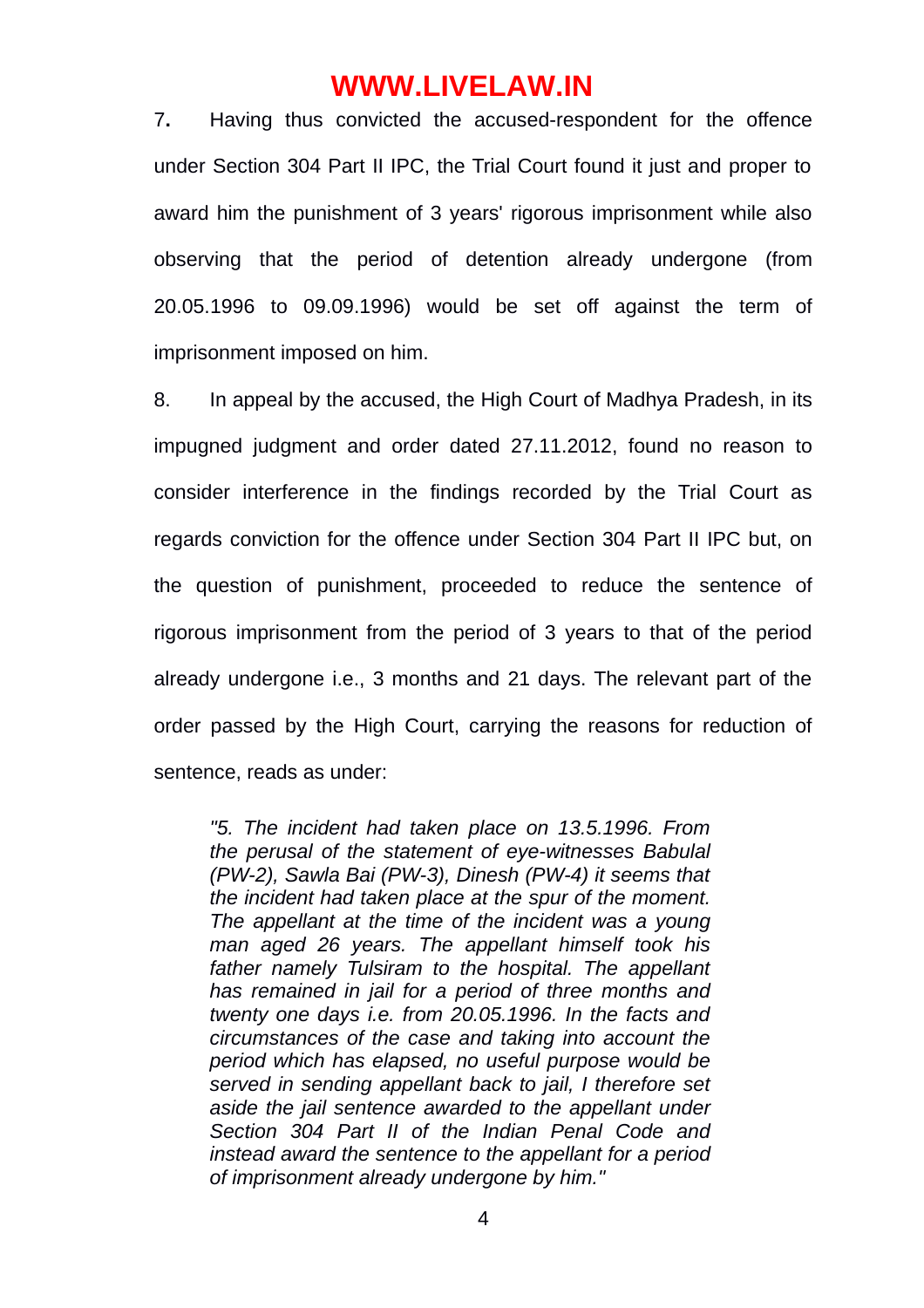7**.** Having thus convicted the accused-respondent for the offence under Section 304 Part II IPC, the Trial Court found it just and proper to award him the punishment of 3 years' rigorous imprisonment while also observing that the period of detention already undergone (from 20.05.1996 to 09.09.1996) would be set off against the term of imprisonment imposed on him.

8. In appeal by the accused, the High Court of Madhya Pradesh, in its impugned judgment and order dated 27.11.2012, found no reason to consider interference in the findings recorded by the Trial Court as regards conviction for the offence under Section 304 Part II IPC but, on the question of punishment, proceeded to reduce the sentence of rigorous imprisonment from the period of 3 years to that of the period already undergone i.e., 3 months and 21 days. The relevant part of the order passed by the High Court, carrying the reasons for reduction of sentence, reads as under:

> *"5. The incident had taken place on 13.5.1996. From the perusal of the statement of eye-witnesses Babulal (PW-2), Sawla Bai (PW-3), Dinesh (PW-4) it seems that the incident had taken place at the spur of the moment. The appellant at the time of the incident was a young man aged 26 years. The appellant himself took his father namely Tulsiram to the hospital. The appellant has remained in jail for a period of three months and twenty one days i.e. from 20.05.1996. In the facts and circumstances of the case and taking into account the period which has elapsed, no useful purpose would be served in sending appellant back to jail, I therefore set aside the jail sentence awarded to the appellant under Section 304 Part II of the Indian Penal Code and instead award the sentence to the appellant for a period of imprisonment already undergone by him."*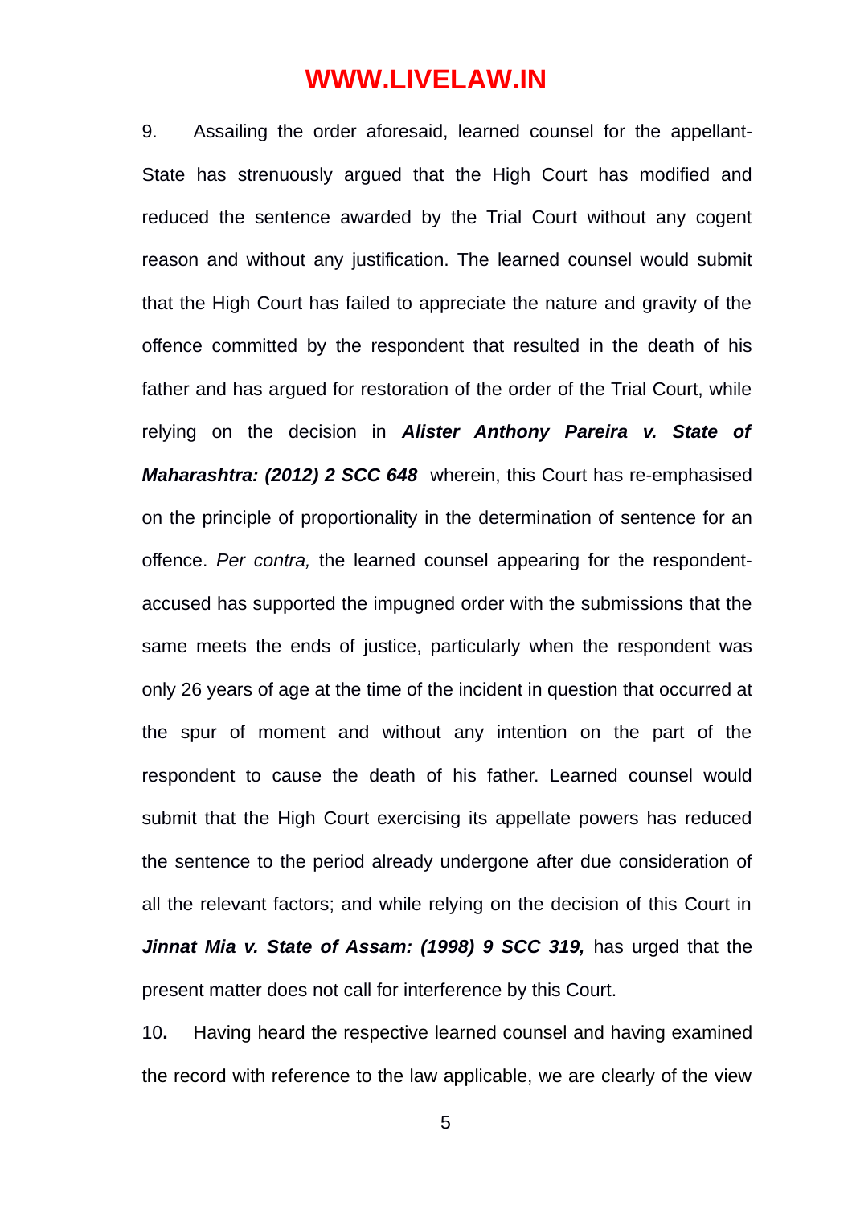9. Assailing the order aforesaid, learned counsel for the appellant-State has strenuously argued that the High Court has modified and reduced the sentence awarded by the Trial Court without any cogent reason and without any justification. The learned counsel would submit that the High Court has failed to appreciate the nature and gravity of the offence committed by the respondent that resulted in the death of his father and has argued for restoration of the order of the Trial Court, while relying on the decision in ***Alister Anthony Pareira v. State of Maharashtra: (2012) 2 SCC 648*** wherein, this Court has re-emphasised on the principle of proportionality in the determination of sentence for an offence. *Per contra,* the learned counsel appearing for the respondent-accused has supported the impugned order with the submissions that the same meets the ends of justice, particularly when the respondent was only 26 years of age at the time of the incident in question that occurred at the spur of moment and without any intention on the part of the respondent to cause the death of his father. Learned counsel would submit that the High Court exercising its appellate powers has reduced the sentence to the period already undergone after due consideration of all the relevant factors; and while relying on the decision of this Court in ***Jinnat Mia v. State of Assam: (1998) 9 SCC 319,*** has urged that the present matter does not call for interference by this Court.

10**.** Having heard the respective learned counsel and having examined the record with reference to the law applicable, we are clearly of the view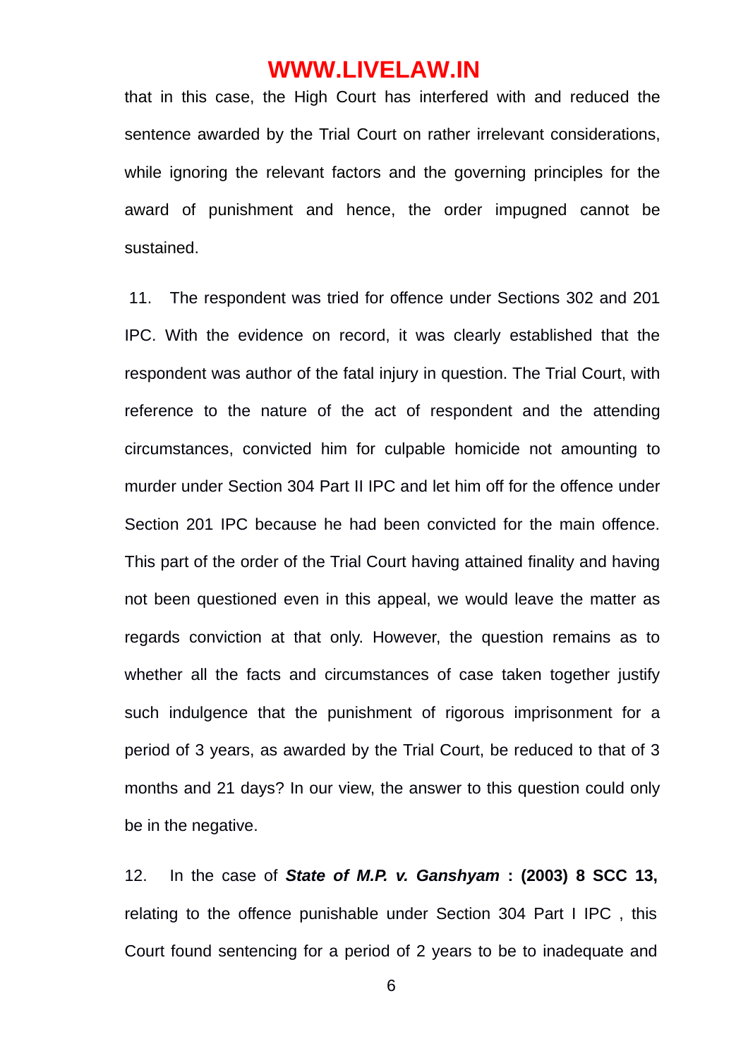that in this case, the High Court has interfered with and reduced the sentence awarded by the Trial Court on rather irrelevant considerations, while ignoring the relevant factors and the governing principles for the award of punishment and hence, the order impugned cannot be sustained.

11. The respondent was tried for offence under Sections 302 and 201 IPC. With the evidence on record, it was clearly established that the respondent was author of the fatal injury in question. The Trial Court, with reference to the nature of the act of respondent and the attending circumstances, convicted him for culpable homicide not amounting to murder under Section 304 Part II IPC and let him off for the offence under Section 201 IPC because he had been convicted for the main offence. This part of the order of the Trial Court having attained finality and having not been questioned even in this appeal, we would leave the matter as regards conviction at that only. However, the question remains as to whether all the facts and circumstances of case taken together justify such indulgence that the punishment of rigorous imprisonment for a period of 3 years, as awarded by the Trial Court, be reduced to that of 3 months and 21 days? In our view, the answer to this question could only be in the negative.

12. In the case of ***State of M.P. v. Ganshyam*** **: (2003) 8 SCC 13,** relating to the offence punishable under Section 304 Part I IPC , this Court found sentencing for a period of 2 years to be to inadequate and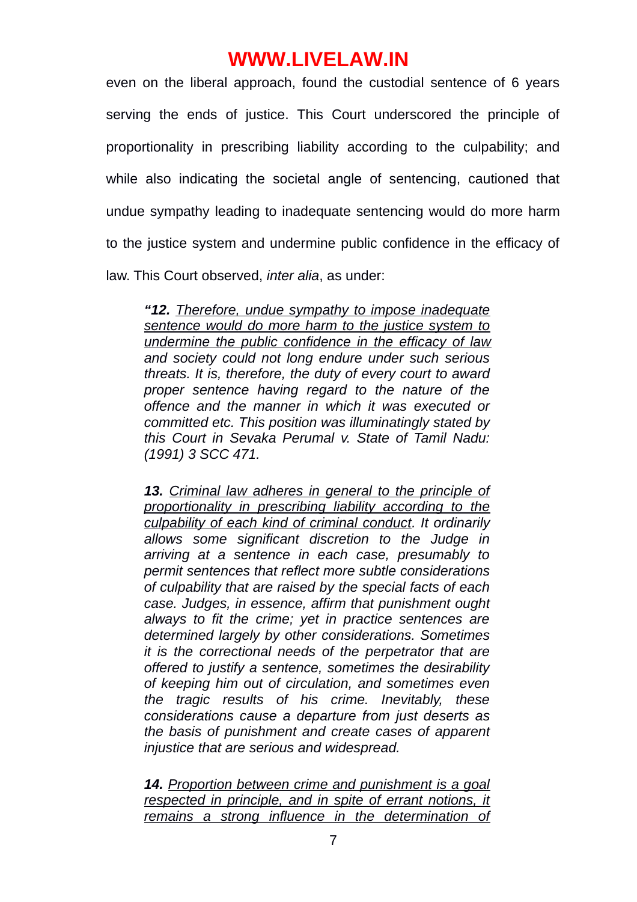even on the liberal approach, found the custodial sentence of 6 years serving the ends of justice. This Court underscored the principle of proportionality in prescribing liability according to the culpability; and while also indicating the societal angle of sentencing, cautioned that undue sympathy leading to inadequate sentencing would do more harm to the justice system and undermine public confidence in the efficacy of law. This Court observed, *inter alia*, as under:

> ***"12.*** *<u>Therefore, undue sympathy to impose inadequate sentence would do more harm to the justice system to undermine the public confidence in the efficacy of law</u> and society could not long endure under such serious threats. It is, therefore, the duty of every court to award proper sentence having regard to the nature of the offence and the manner in which it was executed or committed etc. This position was illuminatingly stated by this Court in Sevaka Perumal v. State of Tamil Nadu: (1991) 3 SCC 471.*
>
> ***13.*** *<u>Criminal law adheres in general to the principle of proportionality in prescribing liability according to the culpability of each kind of criminal conduct</u>. It ordinarily allows some significant discretion to the Judge in arriving at a sentence in each case, presumably to permit sentences that reflect more subtle considerations of culpability that are raised by the special facts of each case. Judges, in essence, affirm that punishment ought always to fit the crime; yet in practice sentences are determined largely by other considerations. Sometimes it is the correctional needs of the perpetrator that are offered to justify a sentence, sometimes the desirability of keeping him out of circulation, and sometimes even the tragic results of his crime. Inevitably, these considerations cause a departure from just deserts as the basis of punishment and create cases of apparent injustice that are serious and widespread.*
>
> ***14.*** *<u>Proportion between crime and punishment is a goal respected in principle, and in spite of errant notions, it remains a strong influence in the determination of</u>*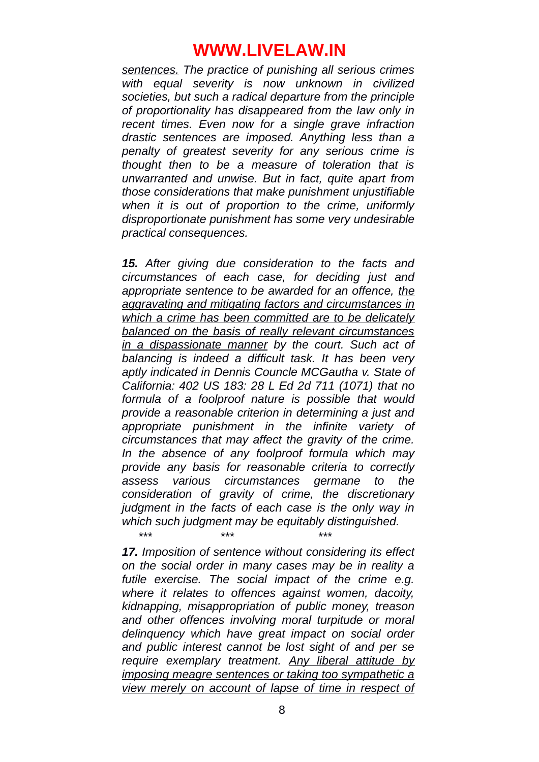*<u>sentences.</u> The practice of punishing all serious crimes with equal severity is now unknown in civilized societies, but such a radical departure from the principle of proportionality has disappeared from the law only in recent times. Even now for a single grave infraction drastic sentences are imposed. Anything less than a penalty of greatest severity for any serious crime is thought then to be a measure of toleration that is unwarranted and unwise. But in fact, quite apart from those considerations that make punishment unjustifiable when it is out of proportion to the crime, uniformly disproportionate punishment has some very undesirable practical consequences.*

***15.*** *After giving due consideration to the facts and circumstances of each case, for deciding just and appropriate sentence to be awarded for an offence, <u>the aggravating and mitigating factors and circumstances in which a crime has been committed are to be delicately balanced on the basis of really relevant circumstances in a dispassionate manner</u> by the court. Such act of balancing is indeed a difficult task. It has been very aptly indicated in Dennis Councle MCGautha v. State of California: 402 US 183: 28 L Ed 2d 711 (1071) that no formula of a foolproof nature is possible that would provide a reasonable criterion in determining a just and appropriate punishment in the infinite variety of circumstances that may affect the gravity of the crime. In the absence of any foolproof formula which may provide any basis for reasonable criteria to correctly assess various circumstances germane to the consideration of gravity of crime, the discretionary judgment in the facts of each case is the only way in which such judgment may be equitably distinguished.*

*\*\*\*            \*\*\*            \*\*\**

***17.*** *Imposition of sentence without considering its effect on the social order in many cases may be in reality a futile exercise. The social impact of the crime e.g. where it relates to offences against women, dacoity, kidnapping, misappropriation of public money, treason and other offences involving moral turpitude or moral delinquency which have great impact on social order and public interest cannot be lost sight of and per se require exemplary treatment. <u>Any liberal attitude by imposing meagre sentences or taking too sympathetic a view merely on account of lapse of time in respect of</u>*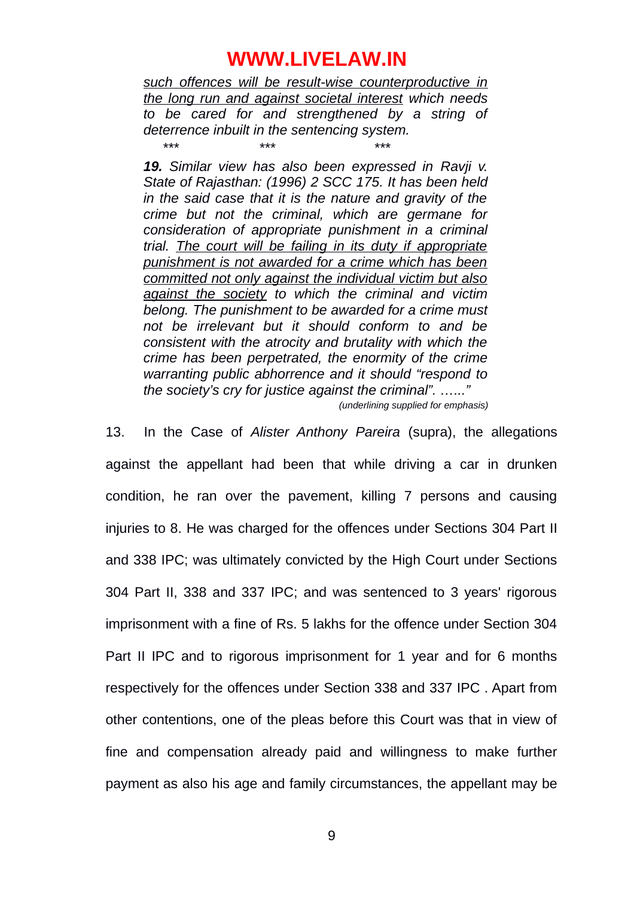*<u>such offences will be result-wise counterproductive in the long run and against societal interest</u> which needs to be cared for and strengthened by a string of deterrence inbuilt in the sentencing system.*

\*\*\*                    \*\*\*                    \*\*\*

***19.** Similar view has also been expressed in Ravji v. State of Rajasthan: (1996) 2 SCC 175. It has been held in the said case that it is the nature and gravity of the crime but not the criminal, which are germane for consideration of appropriate punishment in a criminal trial. <u>The court will be failing in its duty if appropriate punishment is not awarded for a crime which has been committed not only against the individual victim but also against the society</u> to which the criminal and victim belong. The punishment to be awarded for a crime must not be irrelevant but it should conform to and be consistent with the atrocity and brutality with which the crime has been perpetrated, the enormity of the crime warranting public abhorrence and it should "respond to the society's cry for justice against the criminal". ……"*

*(underlining supplied for emphasis)*

13. In the Case of *Alister Anthony Pareira* (supra), the allegations against the appellant had been that while driving a car in drunken condition, he ran over the pavement, killing 7 persons and causing injuries to 8. He was charged for the offences under Sections 304 Part II and 338 IPC; was ultimately convicted by the High Court under Sections 304 Part II, 338 and 337 IPC; and was sentenced to 3 years' rigorous imprisonment with a fine of Rs. 5 lakhs for the offence under Section 304 Part II IPC and to rigorous imprisonment for 1 year and for 6 months respectively for the offences under Section 338 and 337 IPC . Apart from other contentions, one of the pleas before this Court was that in view of fine and compensation already paid and willingness to make further payment as also his age and family circumstances, the appellant may be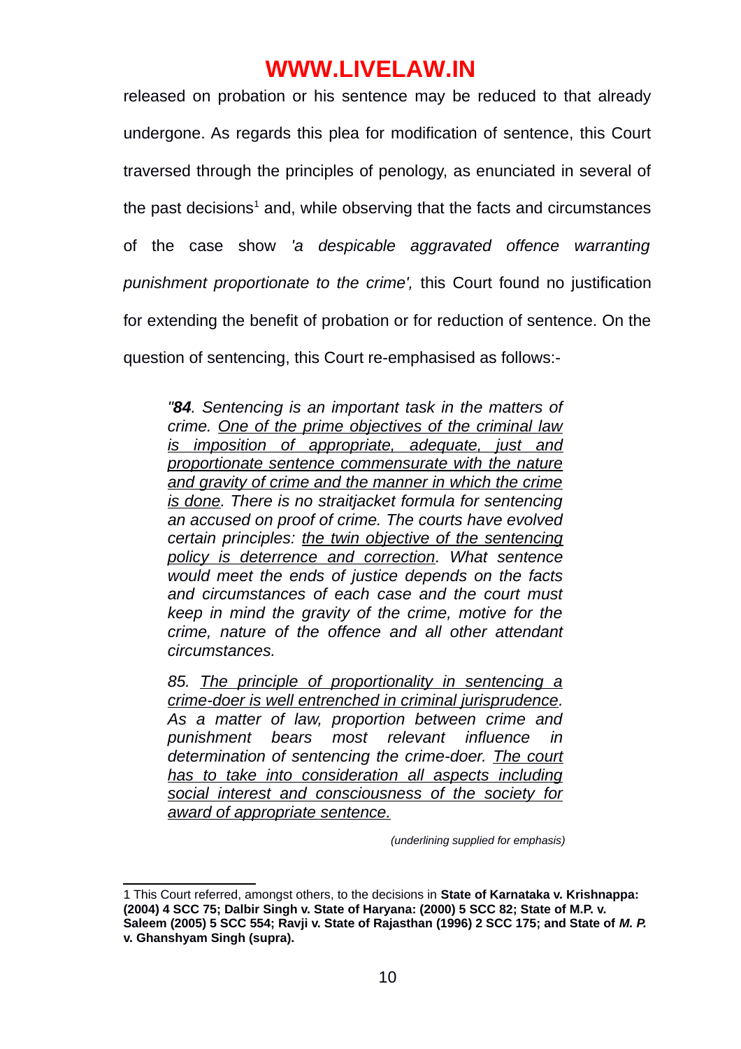released on probation or his sentence may be reduced to that already undergone. As regards this plea for modification of sentence, this Court traversed through the principles of penology, as enunciated in several of the past decisions[1] and, while observing that the facts and circumstances of the case show *'a despicable aggravated offence warranting punishment proportionate to the crime',* this Court found no justification for extending the benefit of probation or for reduction of sentence. On the question of sentencing, this Court re-emphasised as follows:-

> *"**84**. Sentencing is an important task in the matters of crime. <u>One of the prime objectives of the criminal law is imposition of appropriate, adequate, just and proportionate sentence commensurate with the nature and gravity of crime and the manner in which the crime is done</u>. There is no straitjacket formula for sentencing an accused on proof of crime. The courts have evolved certain principles: <u>the twin objective of the sentencing policy is deterrence and correction</u>. What sentence would meet the ends of justice depends on the facts and circumstances of each case and the court must keep in mind the gravity of the crime, motive for the crime, nature of the offence and all other attendant circumstances.*
>
> *85. <u>The principle of proportionality in sentencing a crime-doer is well entrenched in criminal jurisprudence</u>. As a matter of law, proportion between crime and punishment bears most relevant influence in determination of sentencing the crime-doer. <u>The court has to take into consideration all aspects including social interest and consciousness of the society for award of appropriate sentence.</u>*
>
> *(underlining supplied for emphasis)*

---

1 This Court referred, amongst others, to the decisions in **State of Karnataka v. Krishnappa: (2004) 4 SCC 75; Dalbir Singh v. State of Haryana: (2000) 5 SCC 82; State of M.P. v. Saleem (2005) 5 SCC 554; Ravji v. State of Rajasthan (1996) 2 SCC 175; and State of *M. P.* v. Ghanshyam Singh (supra).**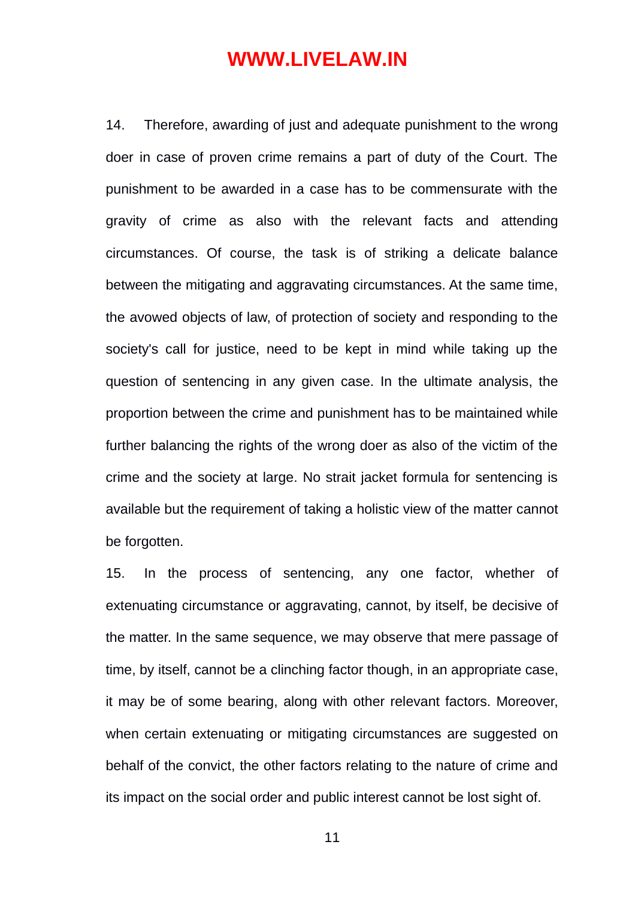14. Therefore, awarding of just and adequate punishment to the wrong doer in case of proven crime remains a part of duty of the Court. The punishment to be awarded in a case has to be commensurate with the gravity of crime as also with the relevant facts and attending circumstances. Of course, the task is of striking a delicate balance between the mitigating and aggravating circumstances. At the same time, the avowed objects of law, of protection of society and responding to the society's call for justice, need to be kept in mind while taking up the question of sentencing in any given case. In the ultimate analysis, the proportion between the crime and punishment has to be maintained while further balancing the rights of the wrong doer as also of the victim of the crime and the society at large. No strait jacket formula for sentencing is available but the requirement of taking a holistic view of the matter cannot be forgotten.

15. In the process of sentencing, any one factor, whether of extenuating circumstance or aggravating, cannot, by itself, be decisive of the matter. In the same sequence, we may observe that mere passage of time, by itself, cannot be a clinching factor though, in an appropriate case, it may be of some bearing, along with other relevant factors. Moreover, when certain extenuating or mitigating circumstances are suggested on behalf of the convict, the other factors relating to the nature of crime and its impact on the social order and public interest cannot be lost sight of.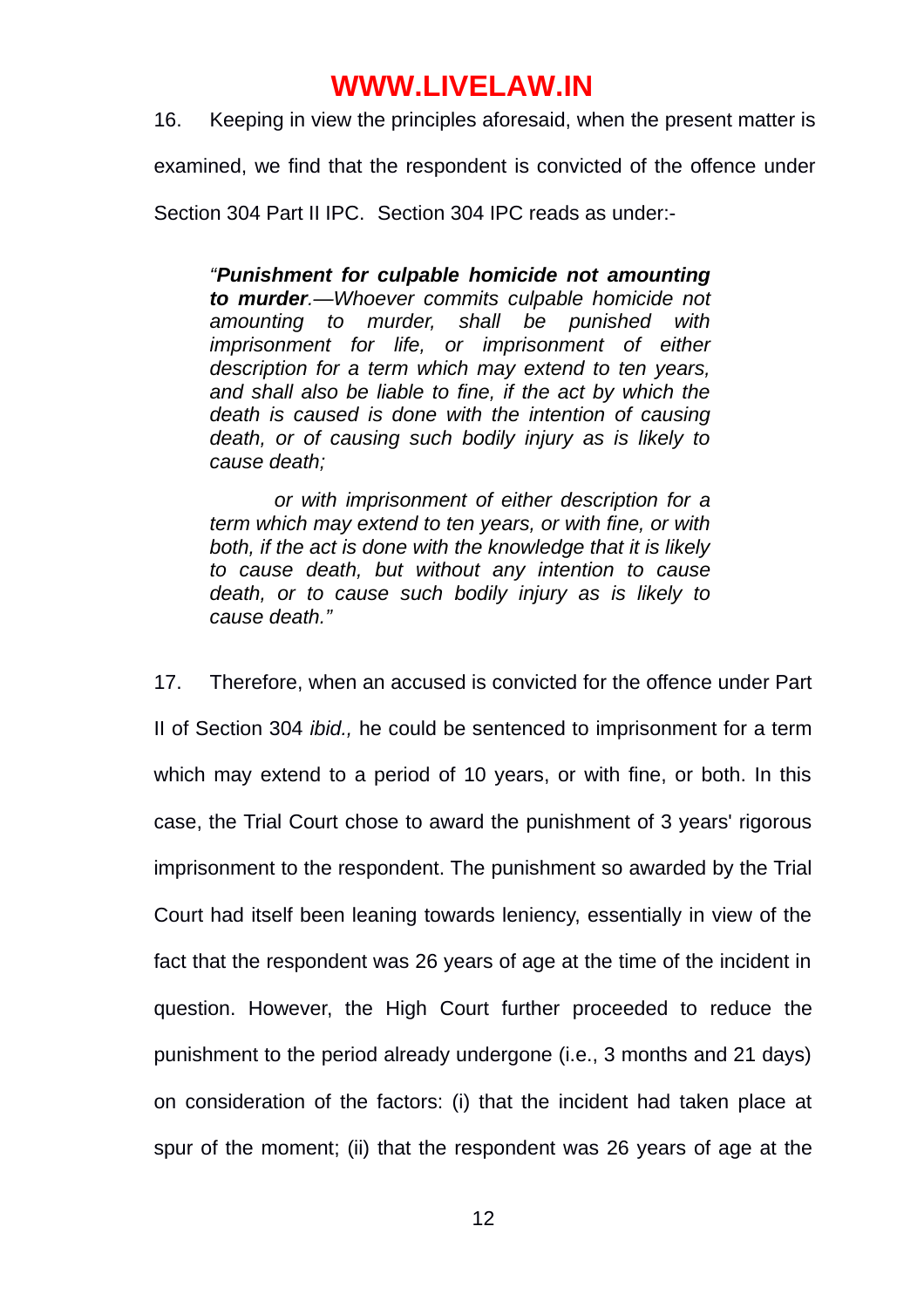16. Keeping in view the principles aforesaid, when the present matter is examined, we find that the respondent is convicted of the offence under Section 304 Part II IPC. Section 304 IPC reads as under:-

> *"**Punishment for culpable homicide not amounting to murder**.—Whoever commits culpable homicide not amounting to murder, shall be punished with imprisonment for life, or imprisonment of either description for a term which may extend to ten years, and shall also be liable to fine, if the act by which the death is caused is done with the intention of causing death, or of causing such bodily injury as is likely to cause death;*
>
> *or with imprisonment of either description for a term which may extend to ten years, or with fine, or with both, if the act is done with the knowledge that it is likely to cause death, but without any intention to cause death, or to cause such bodily injury as is likely to cause death."*

17. Therefore, when an accused is convicted for the offence under Part II of Section 304 *ibid.,* he could be sentenced to imprisonment for a term which may extend to a period of 10 years, or with fine, or both. In this case, the Trial Court chose to award the punishment of 3 years' rigorous imprisonment to the respondent. The punishment so awarded by the Trial Court had itself been leaning towards leniency, essentially in view of the fact that the respondent was 26 years of age at the time of the incident in question. However, the High Court further proceeded to reduce the punishment to the period already undergone (i.e., 3 months and 21 days) on consideration of the factors: (i) that the incident had taken place at spur of the moment; (ii) that the respondent was 26 years of age at the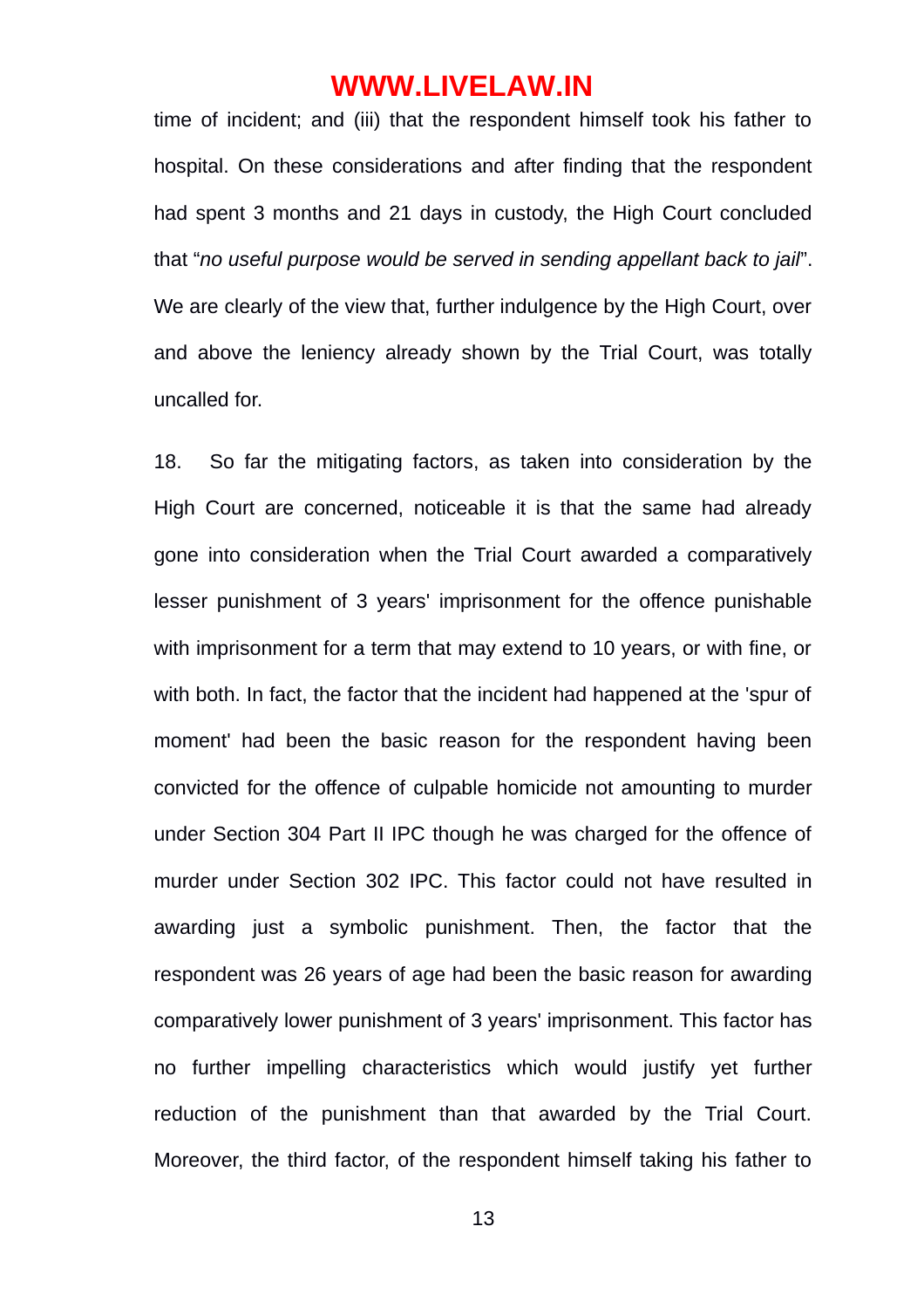time of incident; and (iii) that the respondent himself took his father to hospital. On these considerations and after finding that the respondent had spent 3 months and 21 days in custody, the High Court concluded that "*no useful purpose would be served in sending appellant back to jail*". We are clearly of the view that, further indulgence by the High Court, over and above the leniency already shown by the Trial Court, was totally uncalled for.

18. So far the mitigating factors, as taken into consideration by the High Court are concerned, noticeable it is that the same had already gone into consideration when the Trial Court awarded a comparatively lesser punishment of 3 years' imprisonment for the offence punishable with imprisonment for a term that may extend to 10 years, or with fine, or with both. In fact, the factor that the incident had happened at the 'spur of moment' had been the basic reason for the respondent having been convicted for the offence of culpable homicide not amounting to murder under Section 304 Part II IPC though he was charged for the offence of murder under Section 302 IPC. This factor could not have resulted in awarding just a symbolic punishment. Then, the factor that the respondent was 26 years of age had been the basic reason for awarding comparatively lower punishment of 3 years' imprisonment. This factor has no further impelling characteristics which would justify yet further reduction of the punishment than that awarded by the Trial Court. Moreover, the third factor, of the respondent himself taking his father to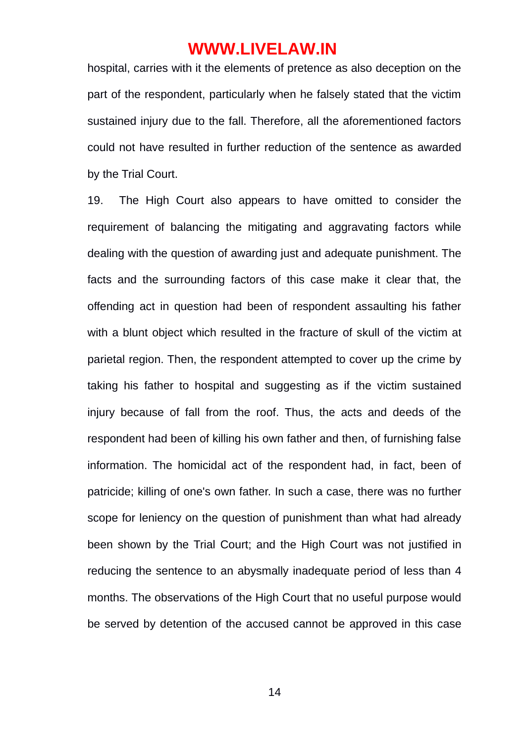hospital, carries with it the elements of pretence as also deception on the part of the respondent, particularly when he falsely stated that the victim sustained injury due to the fall. Therefore, all the aforementioned factors could not have resulted in further reduction of the sentence as awarded by the Trial Court.

19. The High Court also appears to have omitted to consider the requirement of balancing the mitigating and aggravating factors while dealing with the question of awarding just and adequate punishment. The facts and the surrounding factors of this case make it clear that, the offending act in question had been of respondent assaulting his father with a blunt object which resulted in the fracture of skull of the victim at parietal region. Then, the respondent attempted to cover up the crime by taking his father to hospital and suggesting as if the victim sustained injury because of fall from the roof. Thus, the acts and deeds of the respondent had been of killing his own father and then, of furnishing false information. The homicidal act of the respondent had, in fact, been of patricide; killing of one's own father. In such a case, there was no further scope for leniency on the question of punishment than what had already been shown by the Trial Court; and the High Court was not justified in reducing the sentence to an abysmally inadequate period of less than 4 months. The observations of the High Court that no useful purpose would be served by detention of the accused cannot be approved in this case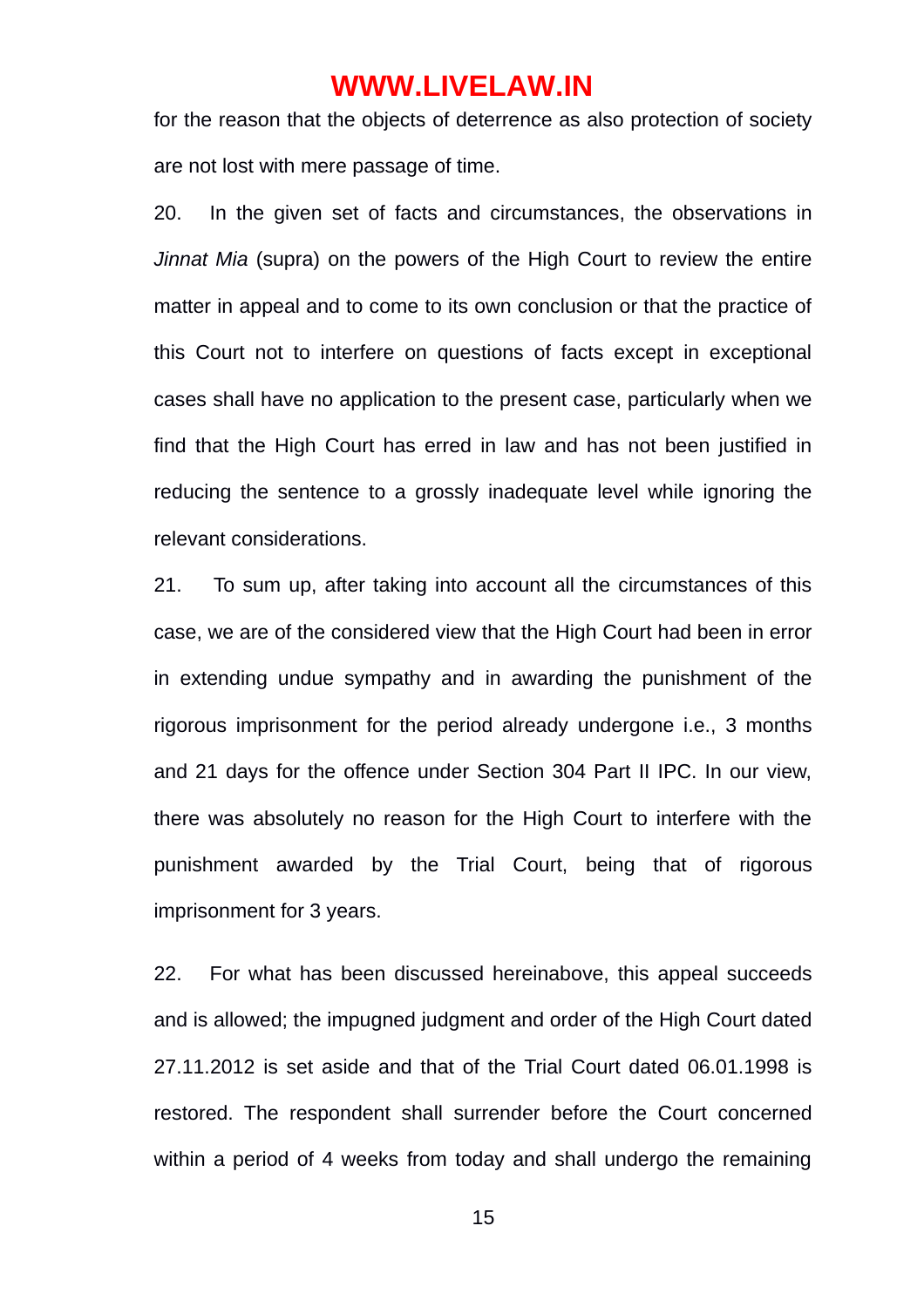for the reason that the objects of deterrence as also protection of society are not lost with mere passage of time.

20. In the given set of facts and circumstances, the observations in *Jinnat Mia* (supra) on the powers of the High Court to review the entire matter in appeal and to come to its own conclusion or that the practice of this Court not to interfere on questions of facts except in exceptional cases shall have no application to the present case, particularly when we find that the High Court has erred in law and has not been justified in reducing the sentence to a grossly inadequate level while ignoring the relevant considerations.

21. To sum up, after taking into account all the circumstances of this case, we are of the considered view that the High Court had been in error in extending undue sympathy and in awarding the punishment of the rigorous imprisonment for the period already undergone i.e., 3 months and 21 days for the offence under Section 304 Part II IPC. In our view, there was absolutely no reason for the High Court to interfere with the punishment awarded by the Trial Court, being that of rigorous imprisonment for 3 years.

22. For what has been discussed hereinabove, this appeal succeeds and is allowed; the impugned judgment and order of the High Court dated 27.11.2012 is set aside and that of the Trial Court dated 06.01.1998 is restored. The respondent shall surrender before the Court concerned within a period of 4 weeks from today and shall undergo the remaining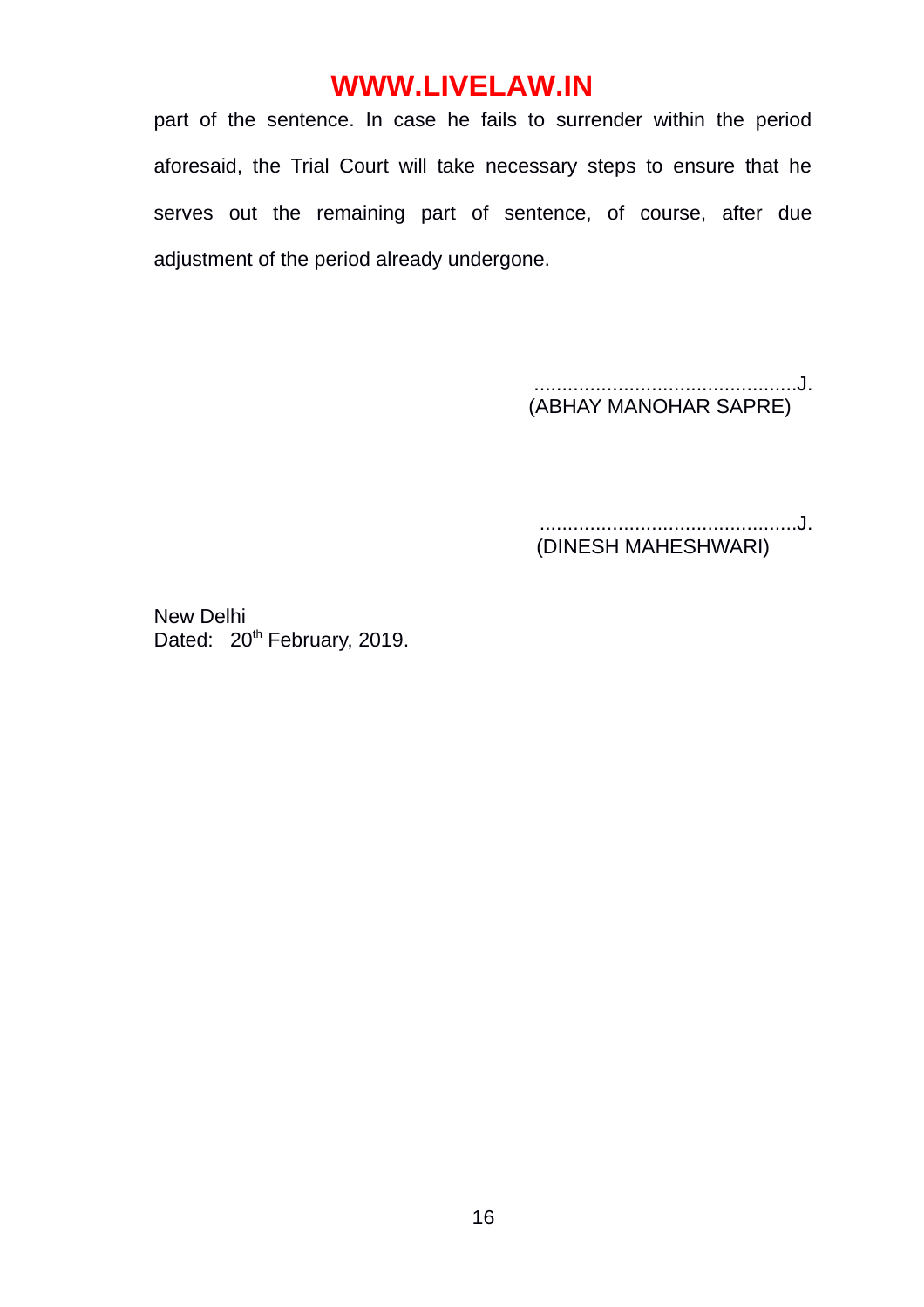part of the sentence. In case he fails to surrender within the period aforesaid, the Trial Court will take necessary steps to ensure that he serves out the remaining part of sentence, of course, after due adjustment of the period already undergone.

...............................................J.
(ABHAY MANOHAR SAPRE)

..............................................J.
(DINESH MAHESHWARI)

New Delhi
Dated: 20th February, 2019.